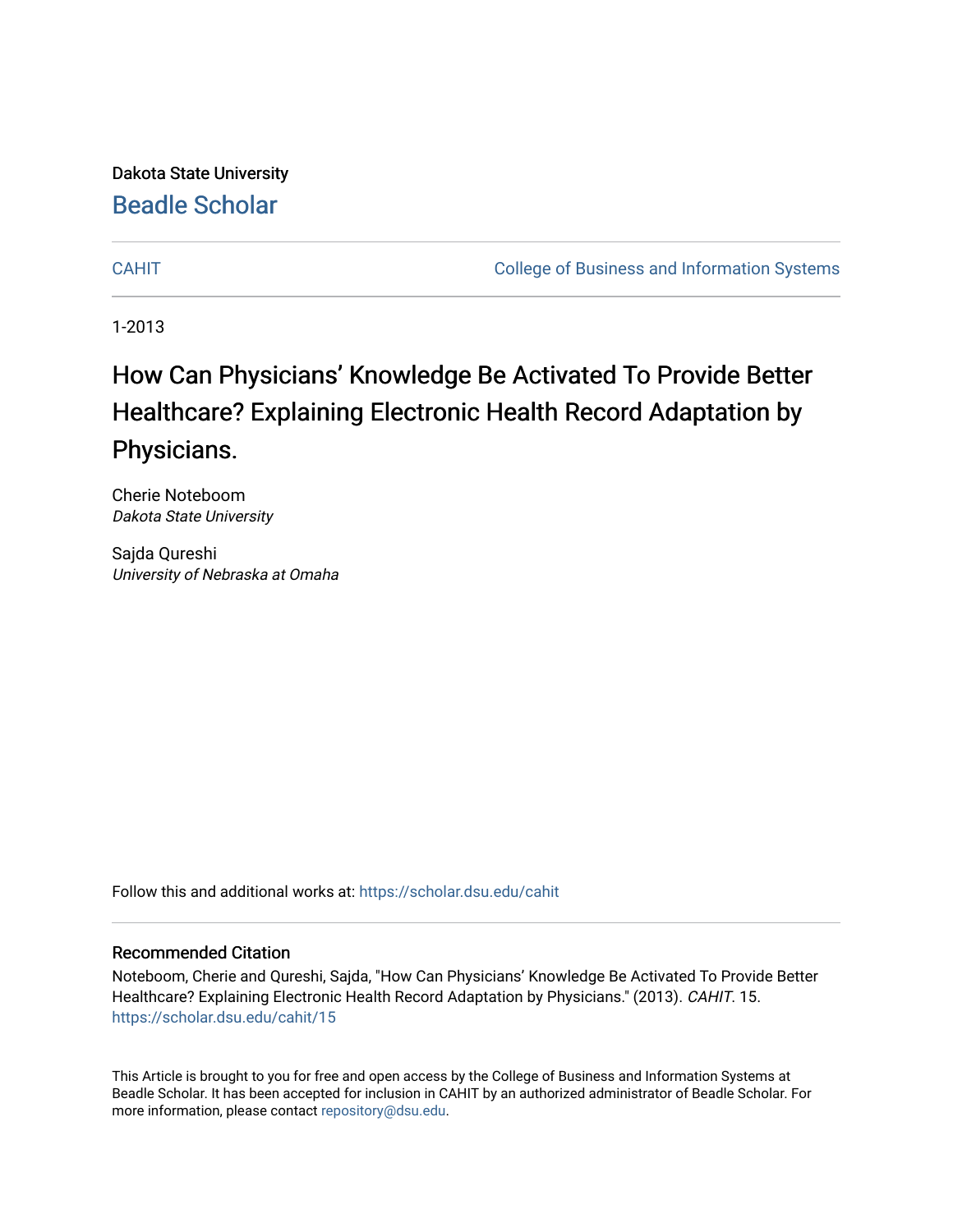Dakota State University

Beadle Scholar

CAHIT

College of Business and Information Systems

1-2013

# How Can Physicians' Knowledge Be Activated To Provide Better Healthcare? Explaining Electronic Health Record Adaptation by Physicians.

Cherie Noteboom
*Dakota State University*

Sajda Qureshi
*University of Nebraska at Omaha*

Follow this and additional works at: https://scholar.dsu.edu/cahit

## Recommended Citation

Noteboom, Cherie and Qureshi, Sajda, "How Can Physicians' Knowledge Be Activated To Provide Better Healthcare? Explaining Electronic Health Record Adaptation by Physicians." (2013). *CAHIT*. 15.
https://scholar.dsu.edu/cahit/15

This Article is brought to you for free and open access by the College of Business and Information Systems at Beadle Scholar. It has been accepted for inclusion in CAHIT by an authorized administrator of Beadle Scholar. For more information, please contact repository@dsu.edu.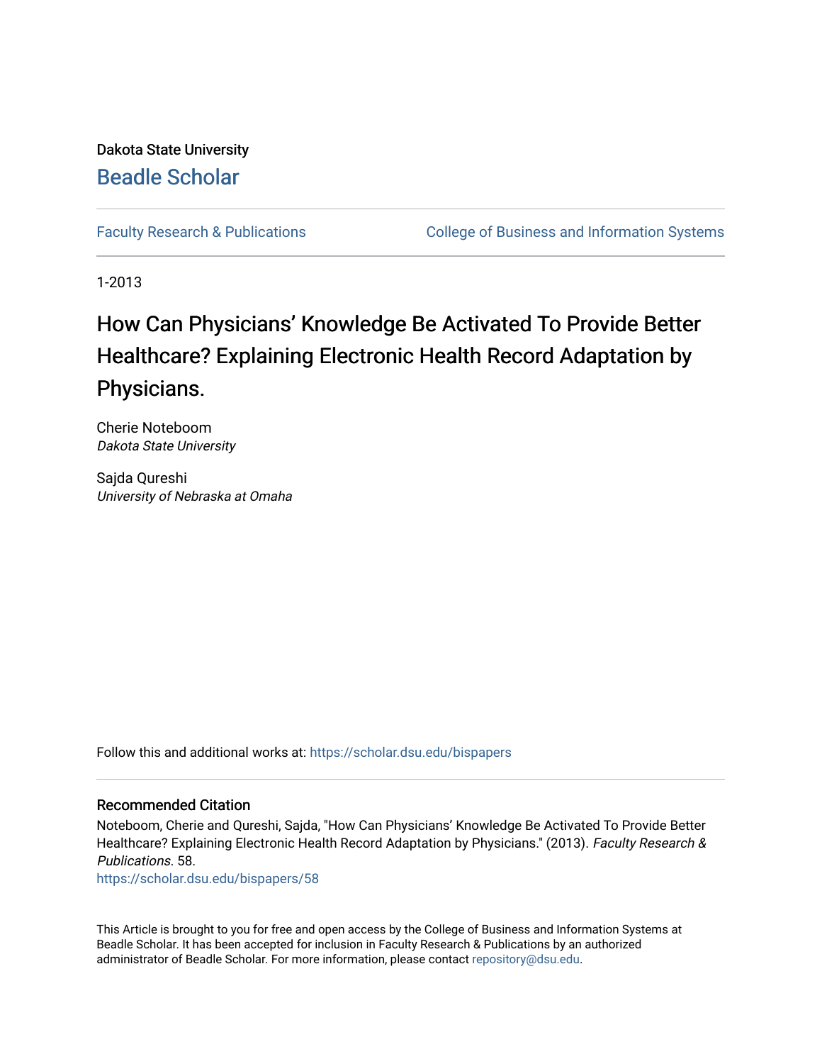Dakota State University

Beadle Scholar

Faculty Research & Publications

College of Business and Information Systems

1-2013

# How Can Physicians' Knowledge Be Activated To Provide Better Healthcare? Explaining Electronic Health Record Adaptation by Physicians.

Cherie Noteboom
*Dakota State University*

Sajda Qureshi
*University of Nebraska at Omaha*

Follow this and additional works at: https://scholar.dsu.edu/bispapers

## Recommended Citation

Noteboom, Cherie and Qureshi, Sajda, "How Can Physicians' Knowledge Be Activated To Provide Better Healthcare? Explaining Electronic Health Record Adaptation by Physicians." (2013). *Faculty Research & Publications*. 58.
https://scholar.dsu.edu/bispapers/58

This Article is brought to you for free and open access by the College of Business and Information Systems at Beadle Scholar. It has been accepted for inclusion in Faculty Research & Publications by an authorized administrator of Beadle Scholar. For more information, please contact repository@dsu.edu.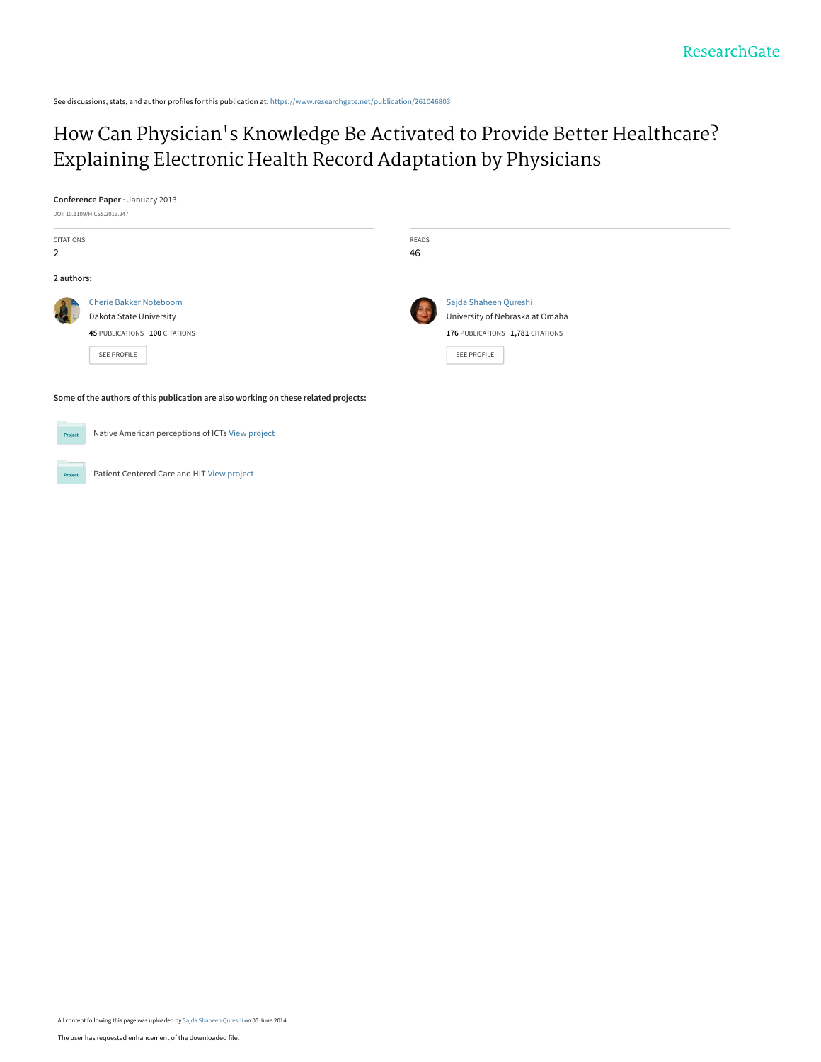See discussions, stats, and author profiles for this publication at: https://www.researchgate.net/publication/261046803

# How Can Physician's Knowledge Be Activated to Provide Better Healthcare? Explaining Electronic Health Record Adaptation by Physicians

**Conference Paper** · January 2013

DOI: 10.1109/HICSS.2013.247

| CITATIONS | READS |
|---|---|
| 2 | 46 |

**2 authors:**

**Cherie Bakker Noteboom**
Dakota State University
**45** PUBLICATIONS **100** CITATIONS
SEE PROFILE

**Sajda Shaheen Qureshi**
University of Nebraska at Omaha
**176** PUBLICATIONS **1,781** CITATIONS
SEE PROFILE

**Some of the authors of this publication are also working on these related projects:**

Native American perceptions of ICTs View project

Patient Centered Care and HIT View project

All content following this page was uploaded by Sajda Shaheen Qureshi on 05 June 2014.

The user has requested enhancement of the downloaded file.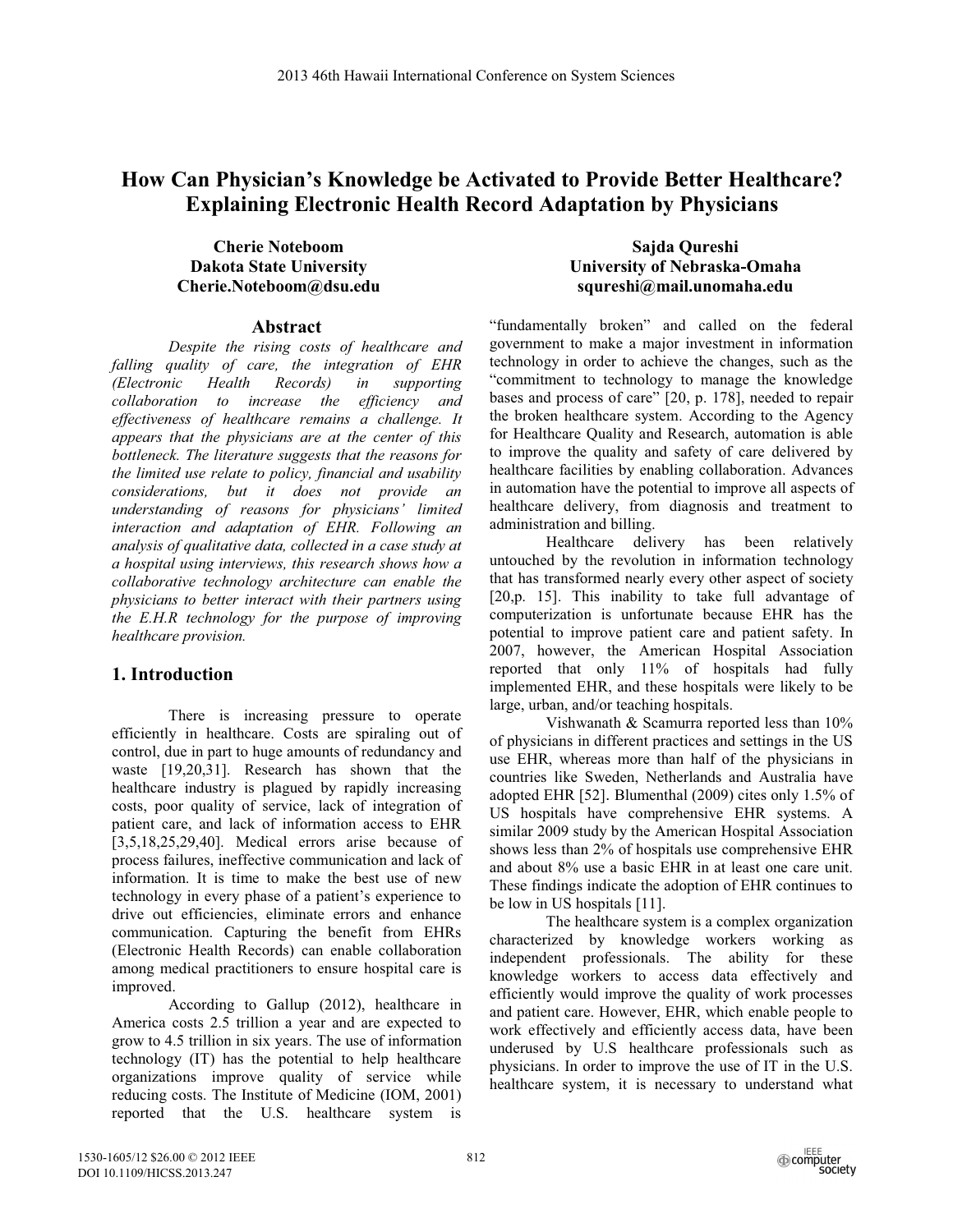# How Can Physician's Knowledge be Activated to Provide Better Healthcare? Explaining Electronic Health Record Adaptation by Physicians

**Cherie Noteboom**
**Dakota State University**
**Cherie.Noteboom@dsu.edu**

**Sajda Qureshi**
**University of Nebraska-Omaha**
**squreshi@mail.unomaha.edu**

## Abstract

*Despite the rising costs of healthcare and falling quality of care, the integration of EHR (Electronic Health Records) in supporting collaboration to increase the efficiency and effectiveness of healthcare remains a challenge. It appears that the physicians are at the center of this bottleneck. The literature suggests that the reasons for the limited use relate to policy, financial and usability considerations, but it does not provide an understanding of reasons for physicians' limited interaction and adaptation of EHR. Following an analysis of qualitative data, collected in a case study at a hospital using interviews, this research shows how a collaborative technology architecture can enable the physicians to better interact with their partners using the E.H.R technology for the purpose of improving healthcare provision.*

## 1. Introduction

There is increasing pressure to operate efficiently in healthcare. Costs are spiraling out of control, due in part to huge amounts of redundancy and waste [19,20,31]. Research has shown that the healthcare industry is plagued by rapidly increasing costs, poor quality of service, lack of integration of patient care, and lack of information access to EHR [3,5,18,25,29,40]. Medical errors arise because of process failures, ineffective communication and lack of information. It is time to make the best use of new technology in every phase of a patient's experience to drive out efficiencies, eliminate errors and enhance communication. Capturing the benefit from EHRs (Electronic Health Records) can enable collaboration among medical practitioners to ensure hospital care is improved.

According to Gallup (2012), healthcare in America costs 2.5 trillion a year and are expected to grow to 4.5 trillion in six years. The use of information technology (IT) has the potential to help healthcare organizations improve quality of service while reducing costs. The Institute of Medicine (IOM, 2001) reported that the U.S. healthcare system is "fundamentally broken" and called on the federal government to make a major investment in information technology in order to achieve the changes, such as the "commitment to technology to manage the knowledge bases and process of care" [20, p. 178], needed to repair the broken healthcare system. According to the Agency for Healthcare Quality and Research, automation is able to improve the quality and safety of care delivered by healthcare facilities by enabling collaboration. Advances in automation have the potential to improve all aspects of healthcare delivery, from diagnosis and treatment to administration and billing.

Healthcare delivery has been relatively untouched by the revolution in information technology that has transformed nearly every other aspect of society [20,p. 15]. This inability to take full advantage of computerization is unfortunate because EHR has the potential to improve patient care and patient safety. In 2007, however, the American Hospital Association reported that only 11% of hospitals had fully implemented EHR, and these hospitals were likely to be large, urban, and/or teaching hospitals.

Vishwanath & Scamurra reported less than 10% of physicians in different practices and settings in the US use EHR, whereas more than half of the physicians in countries like Sweden, Netherlands and Australia have adopted EHR [52]. Blumenthal (2009) cites only 1.5% of US hospitals have comprehensive EHR systems. A similar 2009 study by the American Hospital Association shows less than 2% of hospitals use comprehensive EHR and about 8% use a basic EHR in at least one care unit. These findings indicate the adoption of EHR continues to be low in US hospitals [11].

The healthcare system is a complex organization characterized by knowledge workers working as independent professionals. The ability for these knowledge workers to access data effectively and efficiently would improve the quality of work processes and patient care. However, EHR, which enable people to work effectively and efficiently access data, have been underused by U.S healthcare professionals such as physicians. In order to improve the use of IT in the U.S. healthcare system, it is necessary to understand what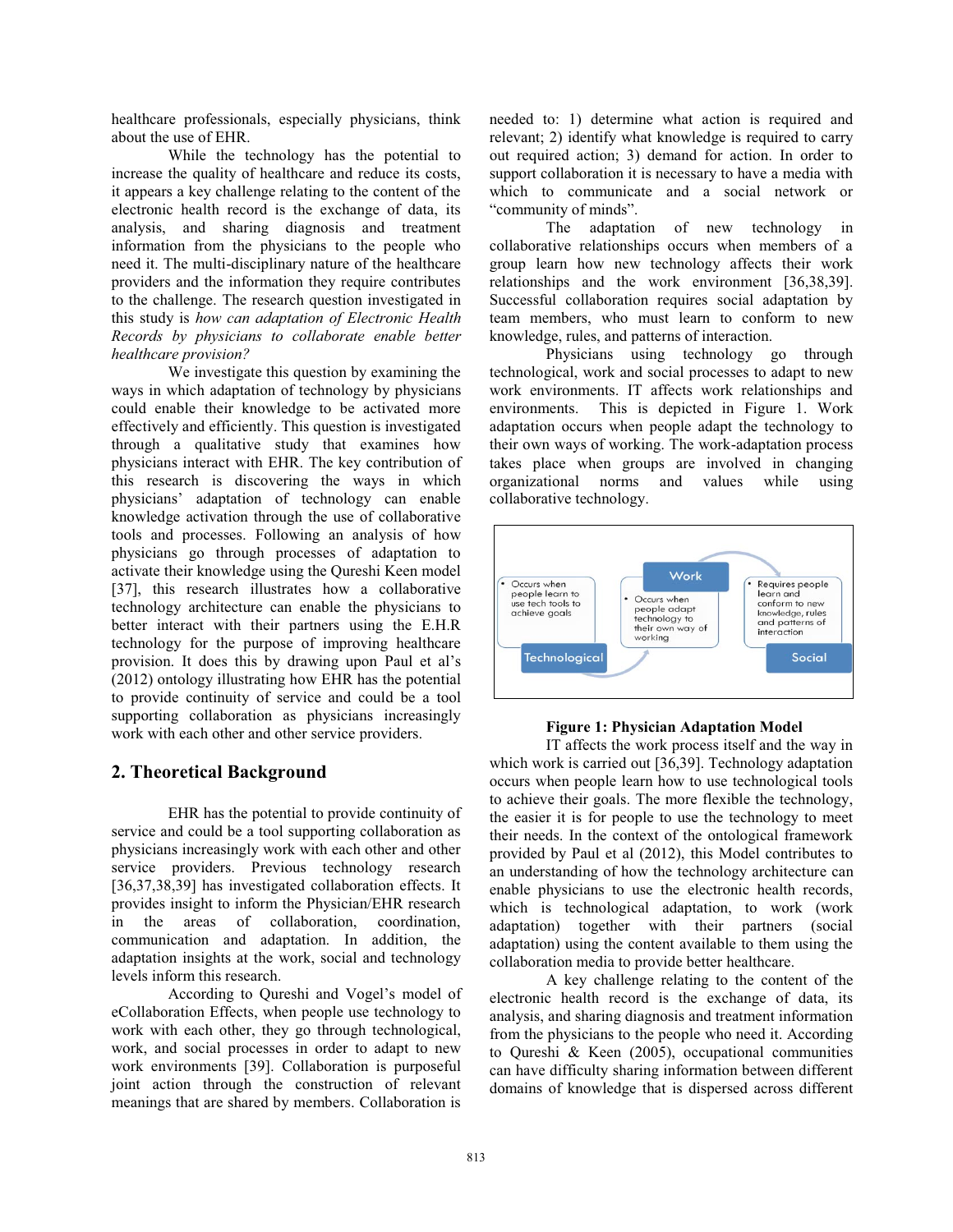healthcare professionals, especially physicians, think about the use of EHR.

While the technology has the potential to increase the quality of healthcare and reduce its costs, it appears a key challenge relating to the content of the electronic health record is the exchange of data, its analysis, and sharing diagnosis and treatment information from the physicians to the people who need it. The multi-disciplinary nature of the healthcare providers and the information they require contributes to the challenge. The research question investigated in this study is *how can adaptation of Electronic Health Records by physicians to collaborate enable better healthcare provision?*

We investigate this question by examining the ways in which adaptation of technology by physicians could enable their knowledge to be activated more effectively and efficiently. This question is investigated through a qualitative study that examines how physicians interact with EHR. The key contribution of this research is discovering the ways in which physicians' adaptation of technology can enable knowledge activation through the use of collaborative tools and processes. Following an analysis of how physicians go through processes of adaptation to activate their knowledge using the Qureshi Keen model [37], this research illustrates how a collaborative technology architecture can enable the physicians to better interact with their partners using the E.H.R technology for the purpose of improving healthcare provision. It does this by drawing upon Paul et al's (2012) ontology illustrating how EHR has the potential to provide continuity of service and could be a tool supporting collaboration as physicians increasingly work with each other and other service providers.

## 2. Theoretical Background

EHR has the potential to provide continuity of service and could be a tool supporting collaboration as physicians increasingly work with each other and other service providers. Previous technology research [36,37,38,39] has investigated collaboration effects. It provides insight to inform the Physician/EHR research in the areas of collaboration, coordination, communication and adaptation. In addition, the adaptation insights at the work, social and technology levels inform this research.

According to Qureshi and Vogel's model of eCollaboration Effects, when people use technology to work with each other, they go through technological, work, and social processes in order to adapt to new work environments [39]. Collaboration is purposeful joint action through the construction of relevant meanings that are shared by members. Collaboration is needed to: 1) determine what action is required and relevant; 2) identify what knowledge is required to carry out required action; 3) demand for action. In order to support collaboration it is necessary to have a media with which to communicate and a social network or "community of minds".

The adaptation of new technology in collaborative relationships occurs when members of a group learn how new technology affects their work relationships and the work environment [36,38,39]. Successful collaboration requires social adaptation by team members, who must learn to conform to new knowledge, rules, and patterns of interaction.

Physicians using technology go through technological, work and social processes to adapt to new work environments. IT affects work relationships and environments. This is depicted in Figure 1. Work adaptation occurs when people adapt the technology to their own ways of working. The work-adaptation process takes place when groups are involved in changing organizational norms and values while using collaborative technology.

| Technological | Work | Social |
|---|---|---|
| • Occurs when people learn to use tech tools to achieve goals | • Occurs when people adapt technology to their own way of working | • Requires people learn and conform to new knowledge, rules and patterns of interaction |

**Figure 1: Physician Adaptation Model**

IT affects the work process itself and the way in which work is carried out [36,39]. Technology adaptation occurs when people learn how to use technological tools to achieve their goals. The more flexible the technology, the easier it is for people to use the technology to meet their needs. In the context of the ontological framework provided by Paul et al (2012), this Model contributes to an understanding of how the technology architecture can enable physicians to use the electronic health records, which is technological adaptation, to work (work adaptation) together with their partners (social adaptation) using the content available to them using the collaboration media to provide better healthcare.

A key challenge relating to the content of the electronic health record is the exchange of data, its analysis, and sharing diagnosis and treatment information from the physicians to the people who need it. According to Qureshi & Keen (2005), occupational communities can have difficulty sharing information between different domains of knowledge that is dispersed across different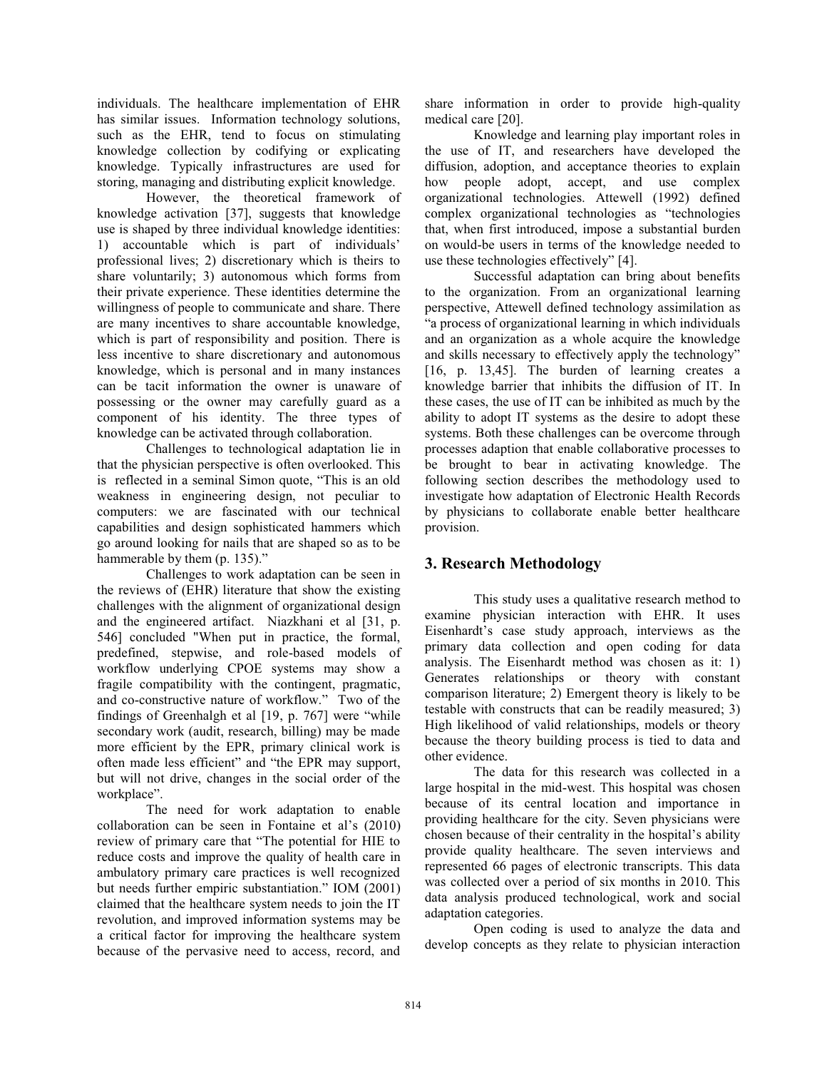individuals. The healthcare implementation of EHR has similar issues. Information technology solutions, such as the EHR, tend to focus on stimulating knowledge collection by codifying or explicating knowledge. Typically infrastructures are used for storing, managing and distributing explicit knowledge.

However, the theoretical framework of knowledge activation [37], suggests that knowledge use is shaped by three individual knowledge identities: 1) accountable which is part of individuals' professional lives; 2) discretionary which is theirs to share voluntarily; 3) autonomous which forms from their private experience. These identities determine the willingness of people to communicate and share. There are many incentives to share accountable knowledge, which is part of responsibility and position. There is less incentive to share discretionary and autonomous knowledge, which is personal and in many instances can be tacit information the owner is unaware of possessing or the owner may carefully guard as a component of his identity. The three types of knowledge can be activated through collaboration.

Challenges to technological adaptation lie in that the physician perspective is often overlooked. This is reflected in a seminal Simon quote, "This is an old weakness in engineering design, not peculiar to computers: we are fascinated with our technical capabilities and design sophisticated hammers which go around looking for nails that are shaped so as to be hammerable by them (p. 135)."

Challenges to work adaptation can be seen in the reviews of (EHR) literature that show the existing challenges with the alignment of organizational design and the engineered artifact. Niazkhani et al [31, p. 546] concluded "When put in practice, the formal, predefined, stepwise, and role-based models of workflow underlying CPOE systems may show a fragile compatibility with the contingent, pragmatic, and co-constructive nature of workflow." Two of the findings of Greenhalgh et al [19, p. 767] were "while secondary work (audit, research, billing) may be made more efficient by the EPR, primary clinical work is often made less efficient" and "the EPR may support, but will not drive, changes in the social order of the workplace".

The need for work adaptation to enable collaboration can be seen in Fontaine et al's (2010) review of primary care that "The potential for HIE to reduce costs and improve the quality of health care in ambulatory primary care practices is well recognized but needs further empiric substantiation." IOM (2001) claimed that the healthcare system needs to join the IT revolution, and improved information systems may be a critical factor for improving the healthcare system because of the pervasive need to access, record, and share information in order to provide high-quality medical care [20].

Knowledge and learning play important roles in the use of IT, and researchers have developed the diffusion, adoption, and acceptance theories to explain how people adopt, accept, and use complex organizational technologies. Attewell (1992) defined complex organizational technologies as "technologies that, when first introduced, impose a substantial burden on would-be users in terms of the knowledge needed to use these technologies effectively" [4].

Successful adaptation can bring about benefits to the organization. From an organizational learning perspective, Attewell defined technology assimilation as "a process of organizational learning in which individuals and an organization as a whole acquire the knowledge and skills necessary to effectively apply the technology" [16, p. 13,45]. The burden of learning creates a knowledge barrier that inhibits the diffusion of IT. In these cases, the use of IT can be inhibited as much by the ability to adopt IT systems as the desire to adopt these systems. Both these challenges can be overcome through processes adaption that enable collaborative processes to be brought to bear in activating knowledge. The following section describes the methodology used to investigate how adaptation of Electronic Health Records by physicians to collaborate enable better healthcare provision.

## 3. Research Methodology

This study uses a qualitative research method to examine physician interaction with EHR. It uses Eisenhardt's case study approach, interviews as the primary data collection and open coding for data analysis. The Eisenhardt method was chosen as it: 1) Generates relationships or theory with constant comparison literature; 2) Emergent theory is likely to be testable with constructs that can be readily measured; 3) High likelihood of valid relationships, models or theory because the theory building process is tied to data and other evidence.

The data for this research was collected in a large hospital in the mid-west. This hospital was chosen because of its central location and importance in providing healthcare for the city. Seven physicians were chosen because of their centrality in the hospital's ability provide quality healthcare. The seven interviews and represented 66 pages of electronic transcripts. This data was collected over a period of six months in 2010. This data analysis produced technological, work and social adaptation categories.

Open coding is used to analyze the data and develop concepts as they relate to physician interaction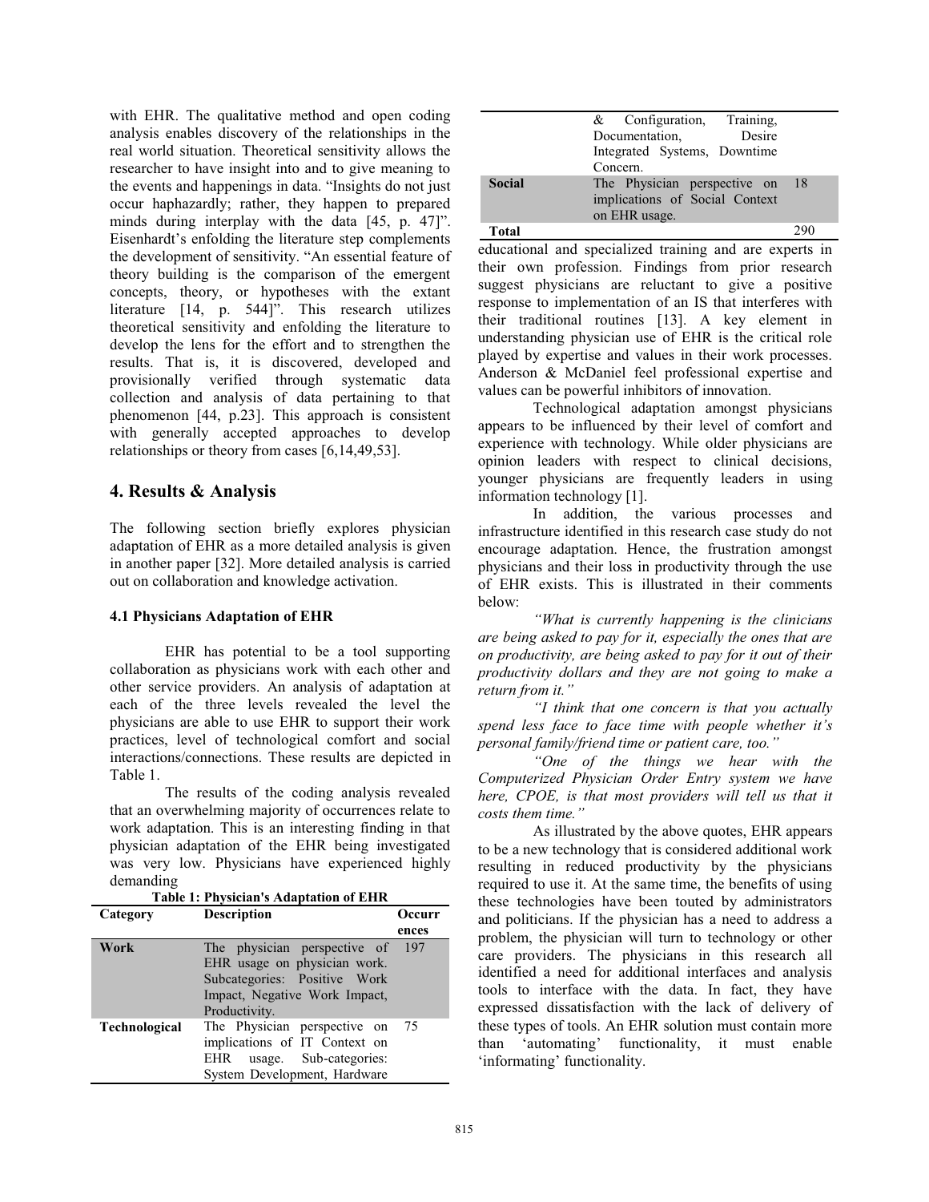with EHR. The qualitative method and open coding analysis enables discovery of the relationships in the real world situation. Theoretical sensitivity allows the researcher to have insight into and to give meaning to the events and happenings in data. "Insights do not just occur haphazardly; rather, they happen to prepared minds during interplay with the data [45, p. 47]". Eisenhardt's enfolding the literature step complements the development of sensitivity. "An essential feature of theory building is the comparison of the emergent concepts, theory, or hypotheses with the extant literature [14, p. 544]". This research utilizes theoretical sensitivity and enfolding the literature to develop the lens for the effort and to strengthen the results. That is, it is discovered, developed and provisionally verified through systematic data collection and analysis of data pertaining to that phenomenon [44, p.23]. This approach is consistent with generally accepted approaches to develop relationships or theory from cases [6,14,49,53].

## 4. Results & Analysis

The following section briefly explores physician adaptation of EHR as a more detailed analysis is given in another paper [32]. More detailed analysis is carried out on collaboration and knowledge activation.

### 4.1 Physicians Adaptation of EHR

EHR has potential to be a tool supporting collaboration as physicians work with each other and other service providers. An analysis of adaptation at each of the three levels revealed the level the physicians are able to use EHR to support their work practices, level of technological comfort and social interactions/connections. These results are depicted in Table 1.

The results of the coding analysis revealed that an overwhelming majority of occurrences relate to work adaptation. This is an interesting finding in that physician adaptation of the EHR being investigated was very low. Physicians have experienced highly demanding educational and specialized training and are experts in their own profession. Findings from prior research suggest physicians are reluctant to give a positive response to implementation of an IS that interferes with their traditional routines [13]. A key element in understanding physician use of EHR is the critical role played by expertise and values in their work processes. Anderson & McDaniel feel professional expertise and values can be powerful inhibitors of innovation.

**Table 1: Physician's Adaptation of EHR**

| Category | Description | Occurrences |
|---|---|---|
| **Work** | The physician perspective of EHR usage on physician work. Subcategories: Positive Work Impact, Negative Work Impact, Productivity. | 197 |
| **Technological** | The Physician perspective on implications of IT Context on EHR usage. Sub-categories: System Development, Hardware & Configuration, Training, Documentation, Desire Integrated Systems, Downtime Concern. | 75 |
| **Social** | The Physician perspective on implications of Social Context on EHR usage. | 18 |
| **Total** | | 290 |

Technological adaptation amongst physicians appears to be influenced by their level of comfort and experience with technology. While older physicians are opinion leaders with respect to clinical decisions, younger physicians are frequently leaders in using information technology [1].

In addition, the various processes and infrastructure identified in this research case study do not encourage adaptation. Hence, the frustration amongst physicians and their loss in productivity through the use of EHR exists. This is illustrated in their comments below:

*"What is currently happening is the clinicians are being asked to pay for it, especially the ones that are on productivity, are being asked to pay for it out of their productivity dollars and they are not going to make a return from it."*

*"I think that one concern is that you actually spend less face to face time with people whether it's personal family/friend time or patient care, too."*

*"One of the things we hear with the Computerized Physician Order Entry system we have here, CPOE, is that most providers will tell us that it costs them time."*

As illustrated by the above quotes, EHR appears to be a new technology that is considered additional work resulting in reduced productivity by the physicians required to use it. At the same time, the benefits of using these technologies have been touted by administrators and politicians. If the physician has a need to address a problem, the physician will turn to technology or other care providers. The physicians in this research all identified a need for additional interfaces and analysis tools to interface with the data. In fact, they have expressed dissatisfaction with the lack of delivery of these types of tools. An EHR solution must contain more than 'automating' functionality, it must enable 'informating' functionality.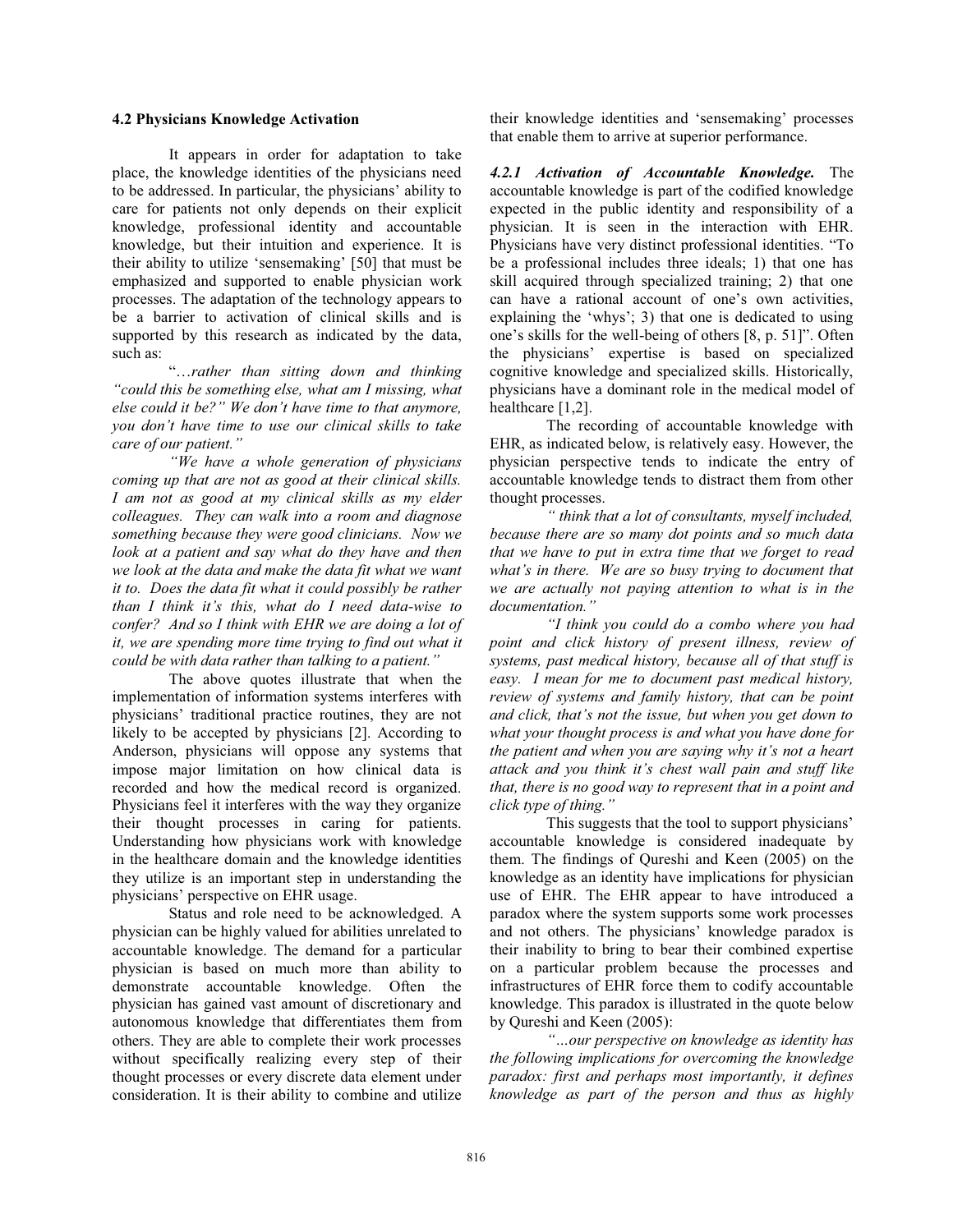### 4.2 Physicians Knowledge Activation

It appears in order for adaptation to take place, the knowledge identities of the physicians need to be addressed. In particular, the physicians' ability to care for patients not only depends on their explicit knowledge, professional identity and accountable knowledge, but their intuition and experience. It is their ability to utilize 'sensemaking' [50] that must be emphasized and supported to enable physician work processes. The adaptation of the technology appears to be a barrier to activation of clinical skills and is supported by this research as indicated by the data, such as:

"*…rather than sitting down and thinking "could this be something else, what am I missing, what else could it be?" We don't have time to that anymore, you don't have time to use our clinical skills to take care of our patient."*

*"We have a whole generation of physicians coming up that are not as good at their clinical skills. I am not as good at my clinical skills as my elder colleagues. They can walk into a room and diagnose something because they were good clinicians. Now we look at a patient and say what do they have and then we look at the data and make the data fit what we want it to. Does the data fit what it could possibly be rather than I think it's this, what do I need data-wise to confer? And so I think with EHR we are doing a lot of it, we are spending more time trying to find out what it could be with data rather than talking to a patient."*

The above quotes illustrate that when the implementation of information systems interferes with physicians' traditional practice routines, they are not likely to be accepted by physicians [2]. According to Anderson, physicians will oppose any systems that impose major limitation on how clinical data is recorded and how the medical record is organized. Physicians feel it interferes with the way they organize their thought processes in caring for patients. Understanding how physicians work with knowledge in the healthcare domain and the knowledge identities they utilize is an important step in understanding the physicians' perspective on EHR usage.

Status and role need to be acknowledged. A physician can be highly valued for abilities unrelated to accountable knowledge. The demand for a particular physician is based on much more than ability to demonstrate accountable knowledge. Often the physician has gained vast amount of discretionary and autonomous knowledge that differentiates them from others. They are able to complete their work processes without specifically realizing every step of their thought processes or every discrete data element under consideration. It is their ability to combine and utilize their knowledge identities and 'sensemaking' processes that enable them to arrive at superior performance.

***4.2.1 Activation of Accountable Knowledge.*** The accountable knowledge is part of the codified knowledge expected in the public identity and responsibility of a physician. It is seen in the interaction with EHR. Physicians have very distinct professional identities. "To be a professional includes three ideals; 1) that one has skill acquired through specialized training; 2) that one can have a rational account of one's own activities, explaining the 'whys'; 3) that one is dedicated to using one's skills for the well-being of others [8, p. 51]". Often the physicians' expertise is based on specialized cognitive knowledge and specialized skills. Historically, physicians have a dominant role in the medical model of healthcare [1,2].

The recording of accountable knowledge with EHR, as indicated below, is relatively easy. However, the physician perspective tends to indicate the entry of accountable knowledge tends to distract them from other thought processes.

*" think that a lot of consultants, myself included, because there are so many dot points and so much data that we have to put in extra time that we forget to read what's in there. We are so busy trying to document that we are actually not paying attention to what is in the documentation."*

*"I think you could do a combo where you had point and click history of present illness, review of systems, past medical history, because all of that stuff is easy. I mean for me to document past medical history, review of systems and family history, that can be point and click, that's not the issue, but when you get down to what your thought process is and what you have done for the patient and when you are saying why it's not a heart attack and you think it's chest wall pain and stuff like that, there is no good way to represent that in a point and click type of thing."*

This suggests that the tool to support physicians' accountable knowledge is considered inadequate by them. The findings of Qureshi and Keen (2005) on the knowledge as an identity have implications for physician use of EHR. The EHR appear to have introduced a paradox where the system supports some work processes and not others. The physicians' knowledge paradox is their inability to bring to bear their combined expertise on a particular problem because the processes and infrastructures of EHR force them to codify accountable knowledge. This paradox is illustrated in the quote below by Qureshi and Keen (2005):

*"…our perspective on knowledge as identity has the following implications for overcoming the knowledge paradox: first and perhaps most importantly, it defines knowledge as part of the person and thus as highly*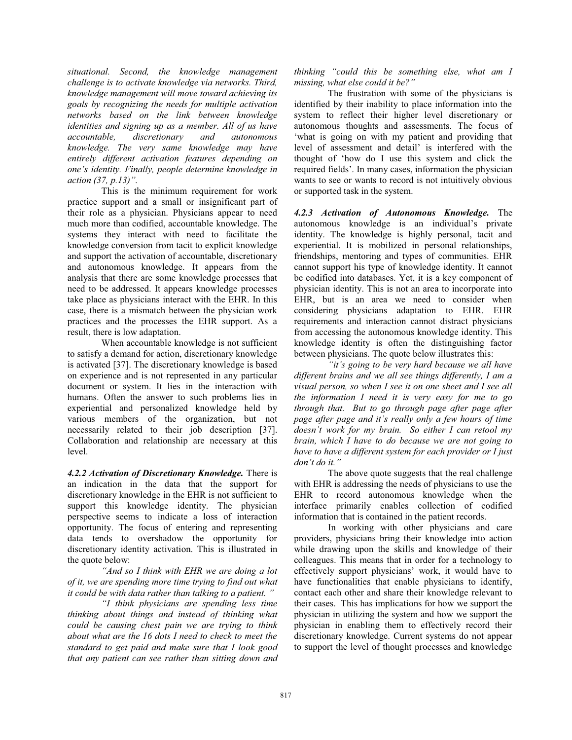*situational. Second, the knowledge management challenge is to activate knowledge via networks. Third, knowledge management will move toward achieving its goals by recognizing the needs for multiple activation networks based on the link between knowledge identities and signing up as a member. All of us have accountable, discretionary and autonomous knowledge. The very same knowledge may have entirely different activation features depending on one's identity. Finally, people determine knowledge in action (37, p.13)".*

This is the minimum requirement for work practice support and a small or insignificant part of their role as a physician. Physicians appear to need much more than codified, accountable knowledge. The systems they interact with need to facilitate the knowledge conversion from tacit to explicit knowledge and support the activation of accountable, discretionary and autonomous knowledge. It appears from the analysis that there are some knowledge processes that need to be addressed. It appears knowledge processes take place as physicians interact with the EHR. In this case, there is a mismatch between the physician work practices and the processes the EHR support. As a result, there is low adaptation.

When accountable knowledge is not sufficient to satisfy a demand for action, discretionary knowledge is activated [37]. The discretionary knowledge is based on experience and is not represented in any particular document or system. It lies in the interaction with humans. Often the answer to such problems lies in experiential and personalized knowledge held by various members of the organization, but not necessarily related to their job description [37]. Collaboration and relationship are necessary at this level.

***4.2.2 Activation of Discretionary Knowledge.*** There is an indication in the data that the support for discretionary knowledge in the EHR is not sufficient to support this knowledge identity. The physician perspective seems to indicate a loss of interaction opportunity. The focus of entering and representing data tends to overshadow the opportunity for discretionary identity activation. This is illustrated in the quote below:

*"And so I think with EHR we are doing a lot of it, we are spending more time trying to find out what it could be with data rather than talking to a patient."*

*"I think physicians are spending less time thinking about things and instead of thinking what could be causing chest pain we are trying to think about what are the 16 dots I need to check to meet the standard to get paid and make sure that I look good that any patient can see rather than sitting down and thinking "could this be something else, what am I missing, what else could it be?"*

The frustration with some of the physicians is identified by their inability to place information into the system to reflect their higher level discretionary or autonomous thoughts and assessments. The focus of 'what is going on with my patient and providing that level of assessment and detail' is interfered with the thought of 'how do I use this system and click the required fields'. In many cases, information the physician wants to see or wants to record is not intuitively obvious or supported task in the system.

***4.2.3 Activation of Autonomous Knowledge.*** The autonomous knowledge is an individual's private identity. The knowledge is highly personal, tacit and experiential. It is mobilized in personal relationships, friendships, mentoring and types of communities. EHR cannot support his type of knowledge identity. It cannot be codified into databases. Yet, it is a key component of physician identity. This is not an area to incorporate into EHR, but is an area we need to consider when considering physicians adaptation to EHR. EHR requirements and interaction cannot distract physicians from accessing the autonomous knowledge identity. This knowledge identity is often the distinguishing factor between physicians. The quote below illustrates this:

*"it's going to be very hard because we all have different brains and we all see things differently, I am a visual person, so when I see it on one sheet and I see all the information I need it is very easy for me to go through that. But to go through page after page after page after page and it's really only a few hours of time doesn't work for my brain. So either I can retool my brain, which I have to do because we are not going to have to have a different system for each provider or I just don't do it."*

The above quote suggests that the real challenge with EHR is addressing the needs of physicians to use the EHR to record autonomous knowledge when the interface primarily enables collection of codified information that is contained in the patient records.

In working with other physicians and care providers, physicians bring their knowledge into action while drawing upon the skills and knowledge of their colleagues. This means that in order for a technology to effectively support physicians' work, it would have to have functionalities that enable physicians to identify, contact each other and share their knowledge relevant to their cases. This has implications for how we support the physician in utilizing the system and how we support the physician in enabling them to effectively record their discretionary knowledge. Current systems do not appear to support the level of thought processes and knowledge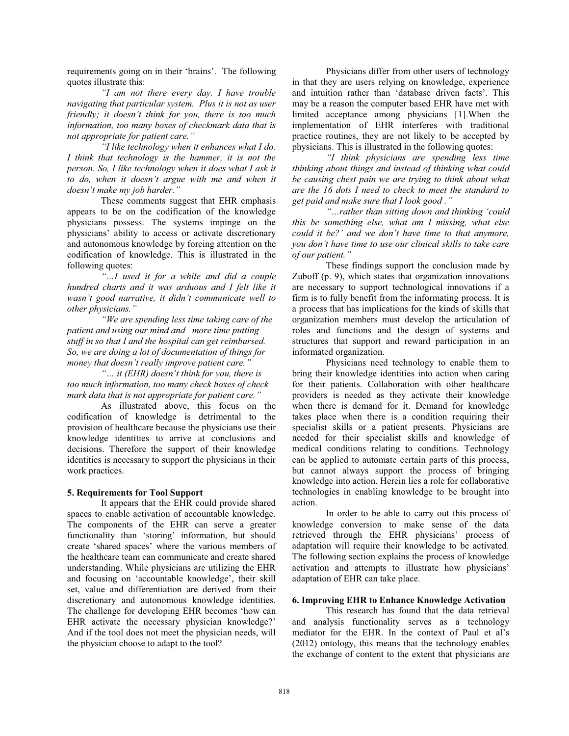requirements going on in their 'brains'. The following quotes illustrate this:

*"I am not there every day. I have trouble navigating that particular system. Plus it is not as user friendly; it doesn't think for you, there is too much information, too many boxes of checkmark data that is not appropriate for patient care."*

*"I like technology when it enhances what I do. I think that technology is the hammer, it is not the person. So, I like technology when it does what I ask it to do, when it doesn't argue with me and when it doesn't make my job harder."*

These comments suggest that EHR emphasis appears to be on the codification of the knowledge physicians possess. The systems impinge on the physicians' ability to access or activate discretionary and autonomous knowledge by forcing attention on the codification of knowledge. This is illustrated in the following quotes:

*"…I used it for a while and did a couple hundred charts and it was arduous and I felt like it wasn't good narrative, it didn't communicate well to other physicians."*

*"We are spending less time taking care of the patient and using our mind and more time putting stuff in so that I and the hospital can get reimbursed. So, we are doing a lot of documentation of things for money that doesn't really improve patient care."*

*"… it (EHR) doesn't think for you, there is too much information, too many check boxes of check mark data that is not appropriate for patient care."*

As illustrated above, this focus on the codification of knowledge is detrimental to the provision of healthcare because the physicians use their knowledge identities to arrive at conclusions and decisions. Therefore the support of their knowledge identities is necessary to support the physicians in their work practices.

## 5. Requirements for Tool Support

It appears that the EHR could provide shared spaces to enable activation of accountable knowledge. The components of the EHR can serve a greater functionality than 'storing' information, but should create 'shared spaces' where the various members of the healthcare team can communicate and create shared understanding. While physicians are utilizing the EHR and focusing on 'accountable knowledge', their skill set, value and differentiation are derived from their discretionary and autonomous knowledge identities. The challenge for developing EHR becomes 'how can EHR activate the necessary physician knowledge?' And if the tool does not meet the physician needs, will the physician choose to adapt to the tool?

Physicians differ from other users of technology in that they are users relying on knowledge, experience and intuition rather than 'database driven facts'. This may be a reason the computer based EHR have met with limited acceptance among physicians [1].When the implementation of EHR interferes with traditional practice routines, they are not likely to be accepted by physicians. This is illustrated in the following quotes:

*"I think physicians are spending less time thinking about things and instead of thinking what could be causing chest pain we are trying to think about what are the 16 dots I need to check to meet the standard to get paid and make sure that I look good ."*

*"…rather than sitting down and thinking 'could this be something else, what am I missing, what else could it be?' and we don't have time to that anymore, you don't have time to use our clinical skills to take care of our patient."*

These findings support the conclusion made by Zuboff (p. 9), which states that organization innovations are necessary to support technological innovations if a firm is to fully benefit from the informating process. It is a process that has implications for the kinds of skills that organization members must develop the articulation of roles and functions and the design of systems and structures that support and reward participation in an informated organization.

Physicians need technology to enable them to bring their knowledge identities into action when caring for their patients. Collaboration with other healthcare providers is needed as they activate their knowledge when there is demand for it. Demand for knowledge takes place when there is a condition requiring their specialist skills or a patient presents. Physicians are needed for their specialist skills and knowledge of medical conditions relating to conditions. Technology can be applied to automate certain parts of this process, but cannot always support the process of bringing knowledge into action. Herein lies a role for collaborative technologies in enabling knowledge to be brought into action.

In order to be able to carry out this process of knowledge conversion to make sense of the data retrieved through the EHR physicians' process of adaptation will require their knowledge to be activated. The following section explains the process of knowledge activation and attempts to illustrate how physicians' adaptation of EHR can take place.

## 6. Improving EHR to Enhance Knowledge Activation

This research has found that the data retrieval and analysis functionality serves as a technology mediator for the EHR. In the context of Paul et al's (2012) ontology, this means that the technology enables the exchange of content to the extent that physicians are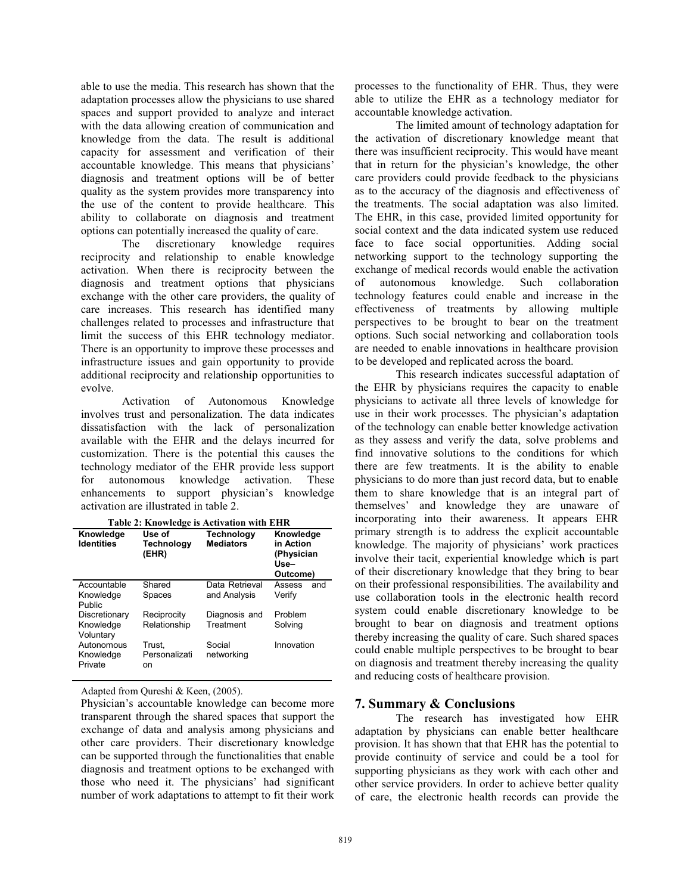able to use the media. This research has shown that the adaptation processes allow the physicians to use shared spaces and support provided to analyze and interact with the data allowing creation of communication and knowledge from the data. The result is additional capacity for assessment and verification of their accountable knowledge. This means that physicians' diagnosis and treatment options will be of better quality as the system provides more transparency into the use of the content to provide healthcare. This ability to collaborate on diagnosis and treatment options can potentially increased the quality of care.

The discretionary knowledge requires reciprocity and relationship to enable knowledge activation. When there is reciprocity between the diagnosis and treatment options that physicians exchange with the other care providers, the quality of care increases. This research has identified many challenges related to processes and infrastructure that limit the success of this EHR technology mediator. There is an opportunity to improve these processes and infrastructure issues and gain opportunity to provide additional reciprocity and relationship opportunities to evolve.

Activation of Autonomous Knowledge involves trust and personalization. The data indicates dissatisfaction with the lack of personalization available with the EHR and the delays incurred for customization. There is the potential this causes the technology mediator of the EHR provide less support for autonomous knowledge activation. These enhancements to support physician's knowledge activation are illustrated in table 2.

**Table 2: Knowledge is Activation with EHR**

| Knowledge Identities | Use of Technology (EHR) | Technology Mediators | Knowledge in Action (Physician Use– Outcome) |
|---|---|---|---|
| Accountable Knowledge Public | Shared Spaces | Data Retrieval and Analysis | Assess and Verify |
| Discretionary Knowledge Voluntary | Reciprocity Relationship | Diagnosis and Treatment | Problem Solving |
| Autonomous Knowledge Private | Trust, Personalization | Social networking | Innovation |

Adapted from Qureshi & Keen, (2005).

Physician's accountable knowledge can become more transparent through the shared spaces that support the exchange of data and analysis among physicians and other care providers. Their discretionary knowledge can be supported through the functionalities that enable diagnosis and treatment options to be exchanged with those who need it. The physicians' had significant number of work adaptations to attempt to fit their work processes to the functionality of EHR. Thus, they were able to utilize the EHR as a technology mediator for accountable knowledge activation.

The limited amount of technology adaptation for the activation of discretionary knowledge meant that there was insufficient reciprocity. This would have meant that in return for the physician's knowledge, the other care providers could provide feedback to the physicians as to the accuracy of the diagnosis and effectiveness of the treatments. The social adaptation was also limited. The EHR, in this case, provided limited opportunity for social context and the data indicated system use reduced face to face social opportunities. Adding social networking support to the technology supporting the exchange of medical records would enable the activation of autonomous knowledge. Such collaboration technology features could enable and increase in the effectiveness of treatments by allowing multiple perspectives to be brought to bear on the treatment options. Such social networking and collaboration tools are needed to enable innovations in healthcare provision to be developed and replicated across the board.

This research indicates successful adaptation of the EHR by physicians requires the capacity to enable physicians to activate all three levels of knowledge for use in their work processes. The physician's adaptation of the technology can enable better knowledge activation as they assess and verify the data, solve problems and find innovative solutions to the conditions for which there are few treatments. It is the ability to enable physicians to do more than just record data, but to enable them to share knowledge that is an integral part of themselves' and knowledge they are unaware of incorporating into their awareness. It appears EHR primary strength is to address the explicit accountable knowledge. The majority of physicians' work practices involve their tacit, experiential knowledge which is part of their discretionary knowledge that they bring to bear on their professional responsibilities. The availability and use collaboration tools in the electronic health record system could enable discretionary knowledge to be brought to bear on diagnosis and treatment options thereby increasing the quality of care. Such shared spaces could enable multiple perspectives to be brought to bear on diagnosis and treatment thereby increasing the quality and reducing costs of healthcare provision.

## 7. Summary & Conclusions

The research has investigated how EHR adaptation by physicians can enable better healthcare provision. It has shown that that EHR has the potential to provide continuity of service and could be a tool for supporting physicians as they work with each other and other service providers. In order to achieve better quality of care, the electronic health records can provide the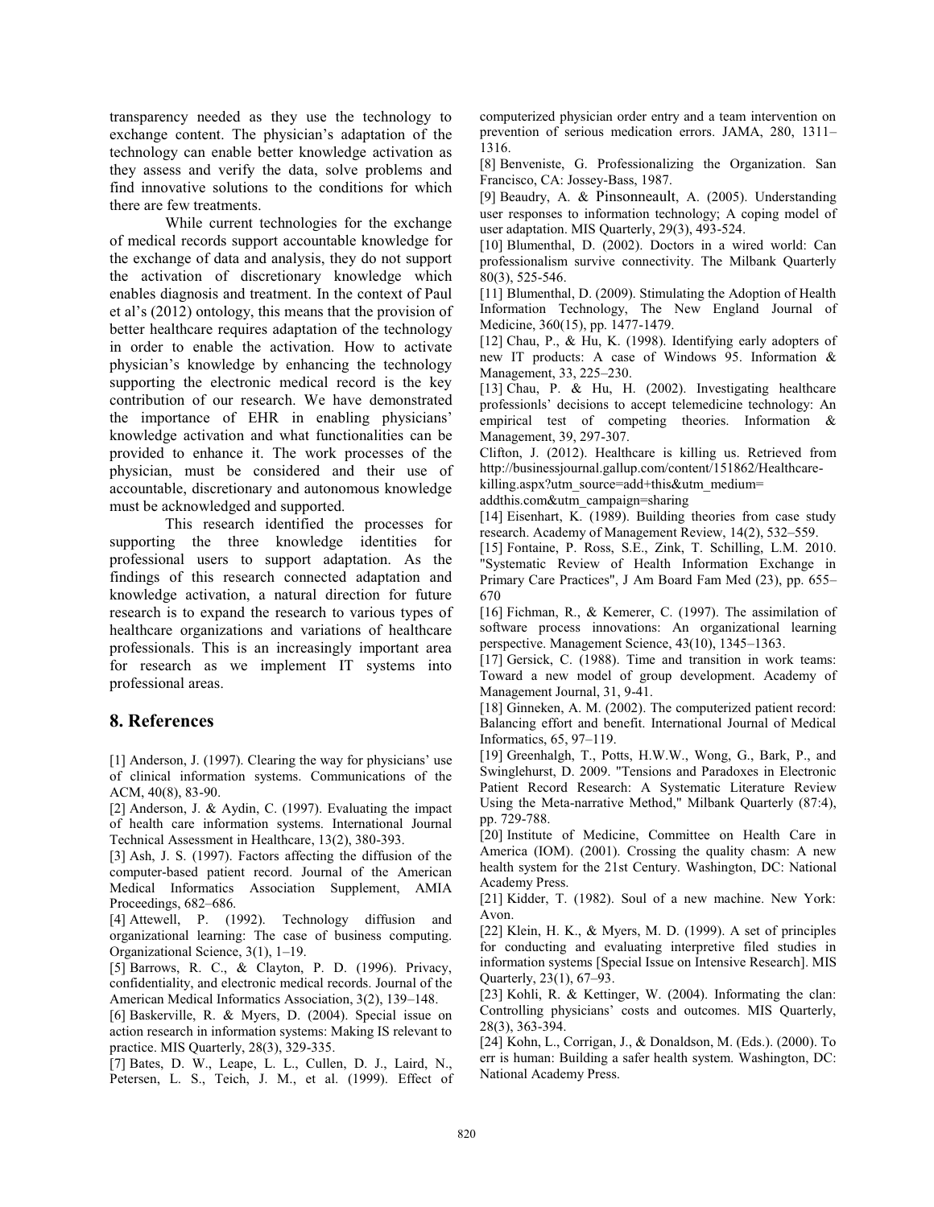transparency needed as they use the technology to exchange content. The physician's adaptation of the technology can enable better knowledge activation as they assess and verify the data, solve problems and find innovative solutions to the conditions for which there are few treatments.

While current technologies for the exchange of medical records support accountable knowledge for the exchange of data and analysis, they do not support the activation of discretionary knowledge which enables diagnosis and treatment. In the context of Paul et al's (2012) ontology, this means that the provision of better healthcare requires adaptation of the technology in order to enable the activation. How to activate physician's knowledge by enhancing the technology supporting the electronic medical record is the key contribution of our research. We have demonstrated the importance of EHR in enabling physicians' knowledge activation and what functionalities can be provided to enhance it. The work processes of the physician, must be considered and their use of accountable, discretionary and autonomous knowledge must be acknowledged and supported.

This research identified the processes for supporting the three knowledge identities for professional users to support adaptation. As the findings of this research connected adaptation and knowledge activation, a natural direction for future research is to expand the research to various types of healthcare organizations and variations of healthcare professionals. This is an increasingly important area for research as we implement IT systems into professional areas.

## 8. References

[1] Anderson, J. (1997). Clearing the way for physicians' use of clinical information systems. Communications of the ACM, 40(8), 83-90.

[2] Anderson, J. & Aydin, C. (1997). Evaluating the impact of health care information systems. International Journal Technical Assessment in Healthcare, 13(2), 380-393.

[3] Ash, J. S. (1997). Factors affecting the diffusion of the computer-based patient record. Journal of the American Medical Informatics Association Supplement, AMIA Proceedings, 682–686.

[4] Attewell, P. (1992). Technology diffusion and organizational learning: The case of business computing. Organizational Science, 3(1), 1–19.

[5] Barrows, R. C., & Clayton, P. D. (1996). Privacy, confidentiality, and electronic medical records. Journal of the American Medical Informatics Association, 3(2), 139–148.

[6] Baskerville, R. & Myers, D. (2004). Special issue on action research in information systems: Making IS relevant to practice. MIS Quarterly, 28(3), 329-335.

[7] Bates, D. W., Leape, L. L., Cullen, D. J., Laird, N., Petersen, L. S., Teich, J. M., et al. (1999). Effect of computerized physician order entry and a team intervention on prevention of serious medication errors. JAMA, 280, 1311–1316.

[8] Benveniste, G. Professionalizing the Organization. San Francisco, CA: Jossey-Bass, 1987.

[9] Beaudry, A. & Pinsonneault, A. (2005). Understanding user responses to information technology; A coping model of user adaptation. MIS Quarterly, 29(3), 493-524.

[10] Blumenthal, D. (2002). Doctors in a wired world: Can professionalism survive connectivity. The Milbank Quarterly 80(3), 525-546.

[11] Blumenthal, D. (2009). Stimulating the Adoption of Health Information Technology, The New England Journal of Medicine, 360(15), pp. 1477-1479.

[12] Chau, P., & Hu, K. (1998). Identifying early adopters of new IT products: A case of Windows 95. Information & Management, 33, 225–230.

[13] Chau, P. & Hu, H. (2002). Investigating healthcare professionls' decisions to accept telemedicine technology: An empirical test of competing theories. Information & Management, 39, 297-307.

Clifton, J. (2012). Healthcare is killing us. Retrieved from http://businessjournal.gallup.com/content/151862/Healthcare-killing.aspx?utm_source=add+this&utm_medium=addthis.com&utm_campaign=sharing

[14] Eisenhart, K. (1989). Building theories from case study research. Academy of Management Review, 14(2), 532–559.

[15] Fontaine, P. Ross, S.E., Zink, T. Schilling, L.M. 2010. "Systematic Review of Health Information Exchange in Primary Care Practices", J Am Board Fam Med (23), pp. 655–670

[16] Fichman, R., & Kemerer, C. (1997). The assimilation of software process innovations: An organizational learning perspective. Management Science, 43(10), 1345–1363.

[17] Gersick, C. (1988). Time and transition in work teams: Toward a new model of group development. Academy of Management Journal, 31, 9-41.

[18] Ginneken, A. M. (2002). The computerized patient record: Balancing effort and benefit. International Journal of Medical Informatics, 65, 97–119.

[19] Greenhalgh, T., Potts, H.W.W., Wong, G., Bark, P., and Swinglehurst, D. 2009. "Tensions and Paradoxes in Electronic Patient Record Research: A Systematic Literature Review Using the Meta-narrative Method," Milbank Quarterly (87:4), pp. 729-788.

[20] Institute of Medicine, Committee on Health Care in America (IOM). (2001). Crossing the quality chasm: A new health system for the 21st Century. Washington, DC: National Academy Press.

[21] Kidder, T. (1982). Soul of a new machine. New York: Avon.

[22] Klein, H. K., & Myers, M. D. (1999). A set of principles for conducting and evaluating interpretive filed studies in information systems [Special Issue on Intensive Research]. MIS Quarterly, 23(1), 67–93.

[23] Kohli, R. & Kettinger, W. (2004). Informating the clan: Controlling physicians' costs and outcomes. MIS Quarterly, 28(3), 363-394.

[24] Kohn, L., Corrigan, J., & Donaldson, M. (Eds.). (2000). To err is human: Building a safer health system. Washington, DC: National Academy Press.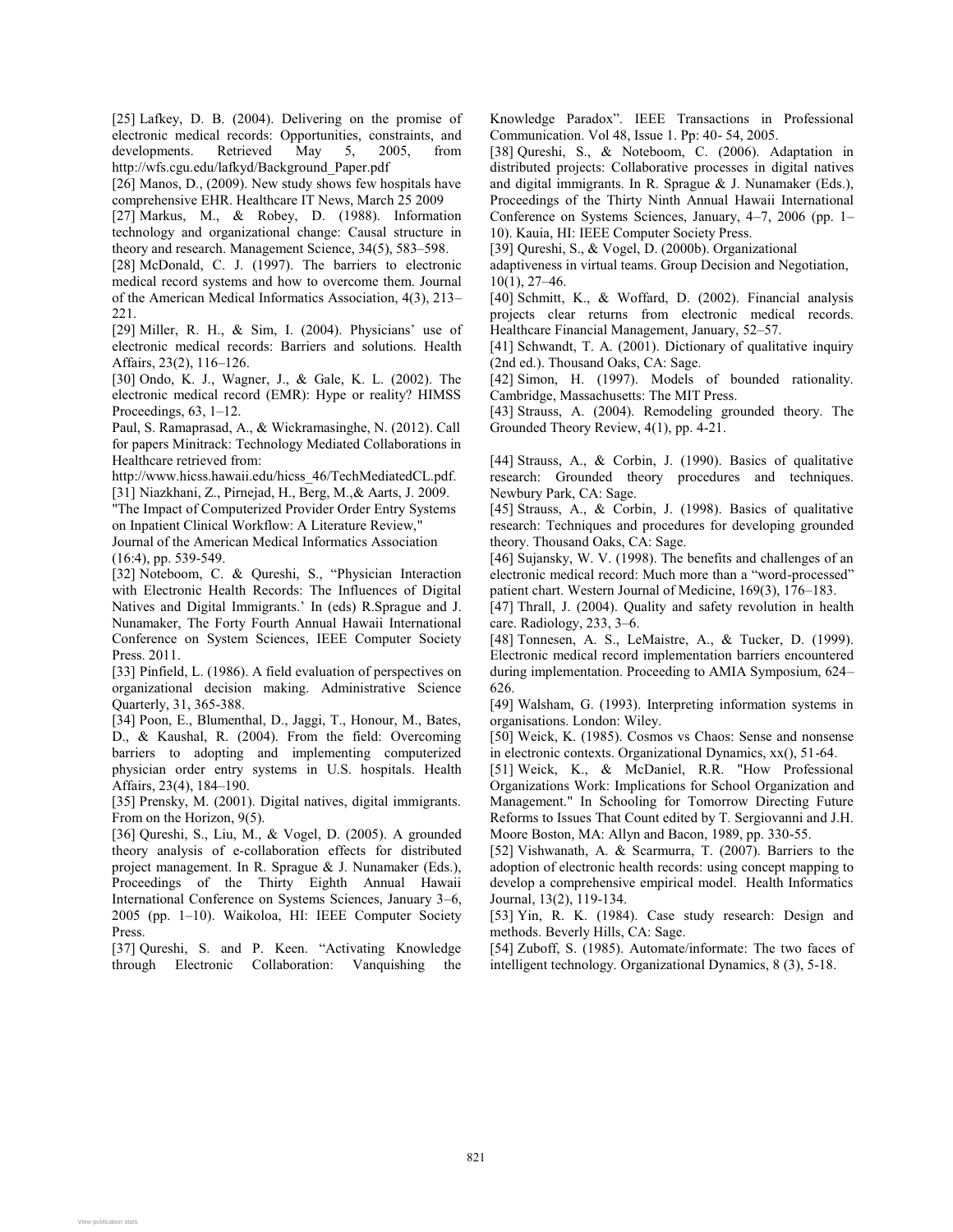[25] Lafkey, D. B. (2004). Delivering on the promise of electronic medical records: Opportunities, constraints, and developments. Retrieved May 5, 2005, from http://wfs.cgu.edu/lafkyd/Background_Paper.pdf

[26] Manos, D., (2009). New study shows few hospitals have comprehensive EHR. Healthcare IT News, March 25 2009

[27] Markus, M., & Robey, D. (1988). Information technology and organizational change: Causal structure in theory and research. Management Science, 34(5), 583–598.

[28] McDonald, C. J. (1997). The barriers to electronic medical record systems and how to overcome them. Journal of the American Medical Informatics Association, 4(3), 213–221.

[29] Miller, R. H., & Sim, I. (2004). Physicians' use of electronic medical records: Barriers and solutions. Health Affairs, 23(2), 116–126.

[30] Ondo, K. J., Wagner, J., & Gale, K. L. (2002). The electronic medical record (EMR): Hype or reality? HIMSS Proceedings, 63, 1–12.

Paul, S. Ramaprasad, A., & Wickramasinghe, N. (2012). Call for papers Minitrack: Technology Mediated Collaborations in Healthcare retrieved from: http://www.hicss.hawaii.edu/hicss_46/TechMediatedCL.pdf.

[31] Niazkhani, Z., Pirnejad, H., Berg, M.,& Aarts, J. 2009. "The Impact of Computerized Provider Order Entry Systems on Inpatient Clinical Workflow: A Literature Review," Journal of the American Medical Informatics Association (16:4), pp. 539-549.

[32] Noteboom, C. & Qureshi, S., "Physician Interaction with Electronic Health Records: The Influences of Digital Natives and Digital Immigrants.' In (eds) R.Sprague and J. Nunamaker, The Forty Fourth Annual Hawaii International Conference on System Sciences, IEEE Computer Society Press. 2011.

[33] Pinfield, L. (1986). A field evaluation of perspectives on organizational decision making. Administrative Science Quarterly, 31, 365-388.

[34] Poon, E., Blumenthal, D., Jaggi, T., Honour, M., Bates, D., & Kaushal, R. (2004). From the field: Overcoming barriers to adopting and implementing computerized physician order entry systems in U.S. hospitals. Health Affairs, 23(4), 184–190.

[35] Prensky, M. (2001). Digital natives, digital immigrants. From on the Horizon, 9(5).

[36] Qureshi, S., Liu, M., & Vogel, D. (2005). A grounded theory analysis of e-collaboration effects for distributed project management. In R. Sprague & J. Nunamaker (Eds.), Proceedings of the Thirty Eighth Annual Hawaii International Conference on Systems Sciences, January 3–6, 2005 (pp. 1–10). Waikoloa, HI: IEEE Computer Society Press.

[37] Qureshi, S. and P. Keen. "Activating Knowledge through Electronic Collaboration: Vanquishing the Knowledge Paradox". IEEE Transactions in Professional Communication. Vol 48, Issue 1. Pp: 40- 54, 2005.

[38] Qureshi, S., & Noteboom, C. (2006). Adaptation in distributed projects: Collaborative processes in digital natives and digital immigrants. In R. Sprague & J. Nunamaker (Eds.), Proceedings of the Thirty Ninth Annual Hawaii International Conference on Systems Sciences, January, 4–7, 2006 (pp. 1–10). Kauia, HI: IEEE Computer Society Press.

[39] Qureshi, S., & Vogel, D. (2000b). Organizational adaptiveness in virtual teams. Group Decision and Negotiation, 10(1), 27–46.

[40] Schmitt, K., & Woffard, D. (2002). Financial analysis projects clear returns from electronic medical records. Healthcare Financial Management, January, 52–57.

[41] Schwandt, T. A. (2001). Dictionary of qualitative inquiry (2nd ed.). Thousand Oaks, CA: Sage.

[42] Simon, H. (1997). Models of bounded rationality. Cambridge, Massachusetts: The MIT Press.

[43] Strauss, A. (2004). Remodeling grounded theory. The Grounded Theory Review, 4(1), pp. 4-21.

[44] Strauss, A., & Corbin, J. (1990). Basics of qualitative research: Grounded theory procedures and techniques. Newbury Park, CA: Sage.

[45] Strauss, A., & Corbin, J. (1998). Basics of qualitative research: Techniques and procedures for developing grounded theory. Thousand Oaks, CA: Sage.

[46] Sujansky, W. V. (1998). The benefits and challenges of an electronic medical record: Much more than a "word-processed" patient chart. Western Journal of Medicine, 169(3), 176–183.

[47] Thrall, J. (2004). Quality and safety revolution in health care. Radiology, 233, 3–6.

[48] Tonnesen, A. S., LeMaistre, A., & Tucker, D. (1999). Electronic medical record implementation barriers encountered during implementation. Proceeding to AMIA Symposium, 624–626.

[49] Walsham, G. (1993). Interpreting information systems in organisations. London: Wiley.

[50] Weick, K. (1985). Cosmos vs Chaos: Sense and nonsense in electronic contexts. Organizational Dynamics, xx(), 51-64.

[51] Weick, K., & McDaniel, R.R. "How Professional Organizations Work: Implications for School Organization and Management." In Schooling for Tomorrow Directing Future Reforms to Issues That Count edited by T. Sergiovanni and J.H. Moore Boston, MA: Allyn and Bacon, 1989, pp. 330-55.

[52] Vishwanath, A. & Scarmurra, T. (2007). Barriers to the adoption of electronic health records: using concept mapping to develop a comprehensive empirical model. Health Informatics Journal, 13(2), 119-134.

[53] Yin, R. K. (1984). Case study research: Design and methods. Beverly Hills, CA: Sage.

[54] Zuboff, S. (1985). Automate/informate: The two faces of intelligent technology. Organizational Dynamics, 8 (3), 5-18.